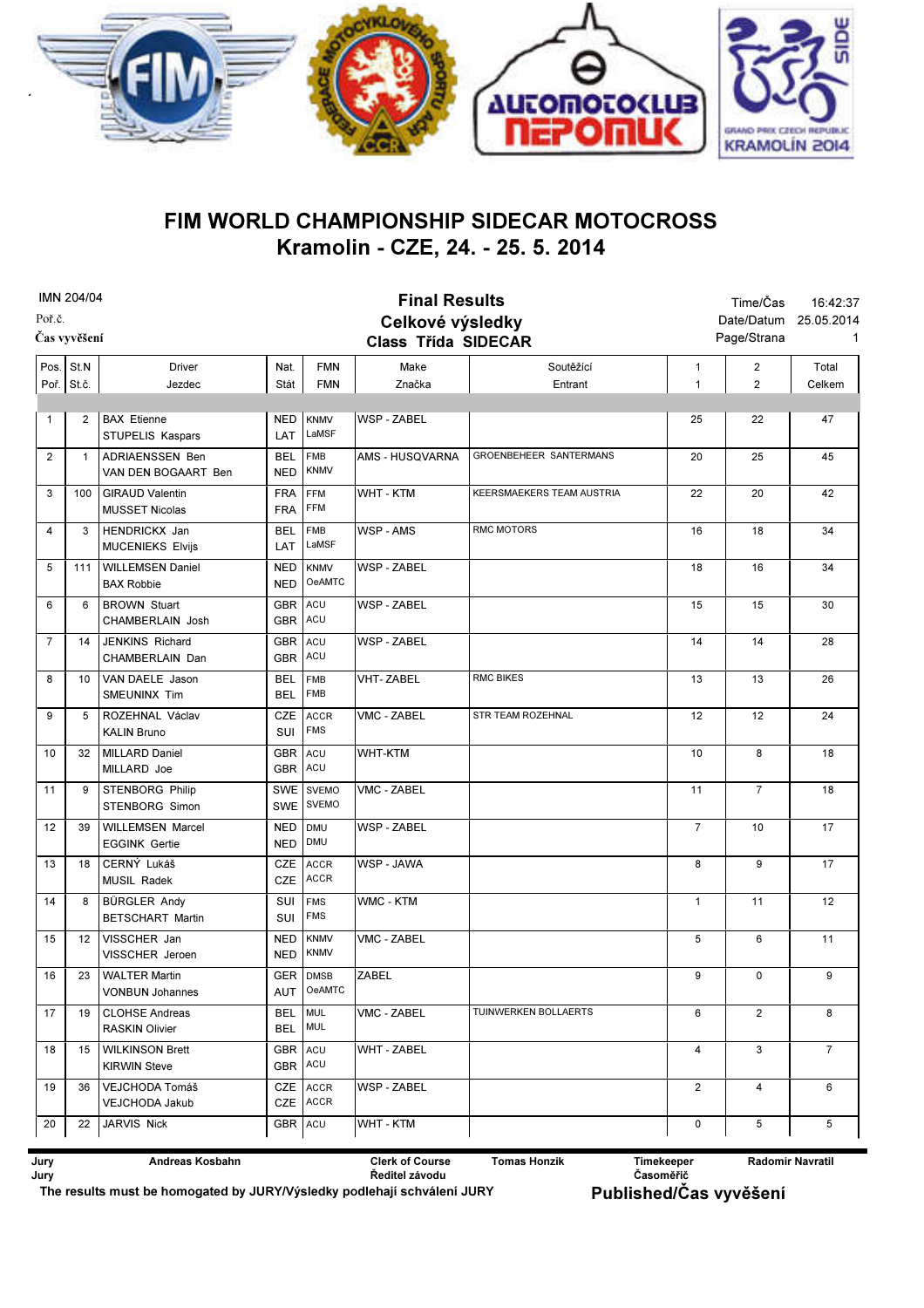# FIM WORLD CHAMPIONSHIP SIDECAR MOTOCROSS
# Kramolin - CZE, 24. - 25. 5. 2014

IMN 204/04
Poř.č.
Čas vyvěšení

## Final Results
## Celkové výsledky
## Class Třída SIDECAR

Time/Čas 16:42:37
Date/Datum 25.05.2014
Page/Strana 1

| Pos. Poř. | St.N St.č. | Driver Jezdec | Nat. Stát | FMN FMN | Make Značka | Soutěžící Entrant | 1 1 | 2 2 | Total Celkem |
|---|---|---|---|---|---|---|---|---|---|
| 1 | 2 | BAX Etienne<br>STUPELIS Kaspars | NED<br>LAT | KNMV<br>LaMSF | WSP - ZABEL | | 25 | 22 | 47 |
| 2 | 1 | ADRIAENSSEN Ben<br>VAN DEN BOGAART Ben | BEL<br>NED | FMB<br>KNMV | AMS - HUSQVARNA | GROENBEHEER SANTERMANS | 20 | 25 | 45 |
| 3 | 100 | GIRAUD Valentin<br>MUSSET Nicolas | FRA<br>FRA | FFM<br>FFM | WHT - KTM | KEERSMAEKERS TEAM AUSTRIA | 22 | 20 | 42 |
| 4 | 3 | HENDRICKX Jan<br>MUCENIEKS Elvijs | BEL<br>LAT | FMB<br>LaMSF | WSP - AMS | RMC MOTORS | 16 | 18 | 34 |
| 5 | 111 | WILLEMSEN Daniel<br>BAX Robbie | NED<br>NED | KNMV<br>OeAMTC | WSP - ZABEL | | 18 | 16 | 34 |
| 6 | 6 | BROWN Stuart<br>CHAMBERLAIN Josh | GBR<br>GBR | ACU<br>ACU | WSP - ZABEL | | 15 | 15 | 30 |
| 7 | 14 | JENKINS Richard<br>CHAMBERLAIN Dan | GBR<br>GBR | ACU<br>ACU | WSP - ZABEL | | 14 | 14 | 28 |
| 8 | 10 | VAN DAELE Jason<br>SMEUNINX Tim | BEL<br>BEL | FMB<br>FMB | VHT- ZABEL | RMC BIKES | 13 | 13 | 26 |
| 9 | 5 | ROZEHNAL Václav<br>KALIN Bruno | CZE<br>SUI | ACCR<br>FMS | VMC - ZABEL | STR TEAM ROZEHNAL | 12 | 12 | 24 |
| 10 | 32 | MILLARD Daniel<br>MILLARD Joe | GBR<br>GBR | ACU<br>ACU | WHT-KTM | | 10 | 8 | 18 |
| 11 | 9 | STENBORG Philip<br>STENBORG Simon | SWE<br>SWE | SVEMO<br>SVEMO | VMC - ZABEL | | 11 | 7 | 18 |
| 12 | 39 | WILLEMSEN Marcel<br>EGGINK Gertie | NED<br>NED | DMU<br>DMU | WSP - ZABEL | | 7 | 10 | 17 |
| 13 | 18 | CERNÝ Lukáš<br>MUSIL Radek | CZE<br>CZE | ACCR<br>ACCR | WSP - JAWA | | 8 | 9 | 17 |
| 14 | 8 | BÜRGLER Andy<br>BETSCHART Martin | SUI<br>SUI | FMS<br>FMS | WMC - KTM | | 1 | 11 | 12 |
| 15 | 12 | VISSCHER Jan<br>VISSCHER Jeroen | NED<br>NED | KNMV<br>KNMV | VMC - ZABEL | | 5 | 6 | 11 |
| 16 | 23 | WALTER Martin<br>VONBUN Johannes | GER<br>AUT | DMSB<br>OeAMTC | ZABEL | | 9 | 0 | 9 |
| 17 | 19 | CLOHSE Andreas<br>RASKIN Olivier | BEL<br>BEL | MUL<br>MUL | VMC - ZABEL | TUINWERKEN BOLLAERTS | 6 | 2 | 8 |
| 18 | 15 | WILKINSON Brett<br>KIRWIN Steve | GBR<br>GBR | ACU<br>ACU | WHT - ZABEL | | 4 | 3 | 7 |
| 19 | 36 | VEJCHODA Tomáš<br>VEJCHODA Jakub | CZE<br>CZE | ACCR<br>ACCR | WSP - ZABEL | | 2 | 4 | 6 |
| 20 | 22 | JARVIS Nick | GBR | ACU | WHT - KTM | | 0 | 5 | 5 |

Jury Andreas Kosbahn
Jury

Clerk of Course Tomas Honzik
Ředitel závodu

Timekeeper Radomir Navratil
Časoměřič

The results must be homogated by JURY/Výsledky podlehají schválení JURY

**Published/Čas vyvěšení**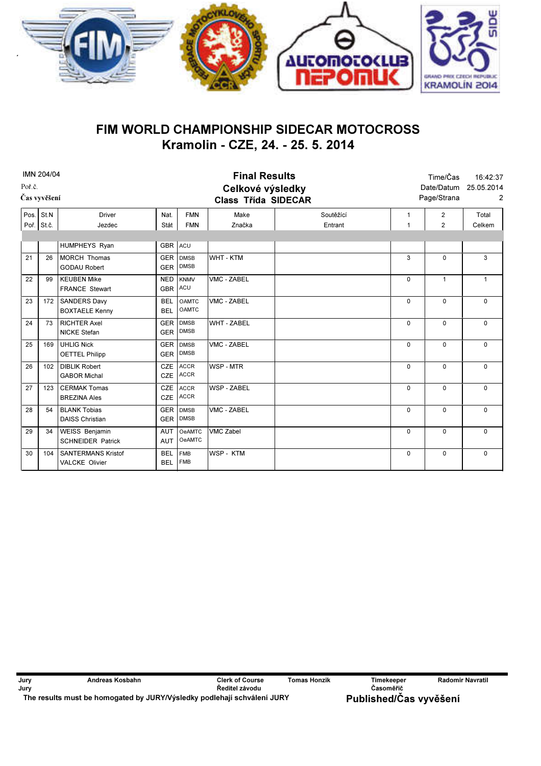# FIM WORLD CHAMPIONSHIP SIDECAR MOTOCROSS
## Kramolin - CZE, 24. - 25. 5. 2014

IMN 204/04
Poř.č.
Čas vyvěšení

**Final Results**
**Celkové výsledky**
**Class Třída SIDECAR**

Time/Čas 16:42:37
Date/Datum 25.05.2014
Page/Strana 2

| Pos. Poř. | St.N St.č. | Driver Jezdec | Nat. Stát | FMN FMN | Make Značka | Soutěžící Entrant | 1 1 | 2 2 | Total Celkem |
|---|---|---|---|---|---|---|---|---|---|
| | | HUMPHEYS Ryan | GBR | ACU | | | | | |
| 21 | 26 | MORCH Thomas<br>GODAU Robert | GER<br>GER | DMSB<br>DMSB | WHT - KTM | | 3 | 0 | 3 |
| 22 | 99 | KEUBEN Mike<br>FRANCE Stewart | NED<br>GBR | KNMV<br>ACU | VMC - ZABEL | | 0 | 1 | 1 |
| 23 | 172 | SANDERS Davy<br>BOXTAELE Kenny | BEL<br>BEL | OAMTC<br>OAMTC | VMC - ZABEL | | 0 | 0 | 0 |
| 24 | 73 | RICHTER Axel<br>NICKE Stefan | GER<br>GER | DMSB<br>DMSB | WHT - ZABEL | | 0 | 0 | 0 |
| 25 | 169 | UHLIG Nick<br>OETTEL Philipp | GER<br>GER | DMSB<br>DMSB | VMC - ZABEL | | 0 | 0 | 0 |
| 26 | 102 | DIBLIK Robert<br>GABOR Michal | CZE<br>CZE | ACCR<br>ACCR | WSP - MTR | | 0 | 0 | 0 |
| 27 | 123 | CERMAK Tomas<br>BREZINA Ales | CZE<br>CZE | ACCR<br>ACCR | WSP - ZABEL | | 0 | 0 | 0 |
| 28 | 54 | BLANK Tobias<br>DAISS Christian | GER<br>GER | DMSB<br>DMSB | VMC - ZABEL | | 0 | 0 | 0 |
| 29 | 34 | WEISS Benjamin<br>SCHNEIDER Patrick | AUT<br>AUT | OeAMTC<br>OeAMTC | VMC Zabel | | 0 | 0 | 0 |
| 30 | 104 | SANTERMANS Kristof<br>VALCKE Olivier | BEL<br>BEL | FMB<br>FMB | WSP - KTM | | 0 | 0 | 0 |

**Jury** **Andreas Kosbahn** **Clerk of Course** **Tomas Honzik** **Timekeeper** **Radomir Navratil**
**Jury** **Ředitel závodu** **Časoměřič**

**The results must be homogated by JURY/Výsledky podlehají schválení JURY**

**Published/Čas vyvěšení**